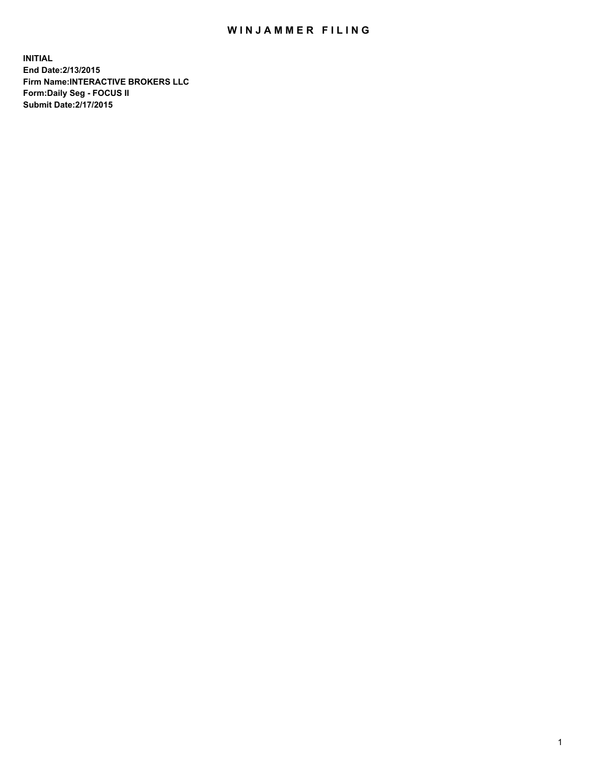# WINJAMMER FILING

**INITIAL**
**End Date:2/13/2015**
**Firm Name:INTERACTIVE BROKERS LLC**
**Form:Daily Seg - FOCUS II**
**Submit Date:2/17/2015**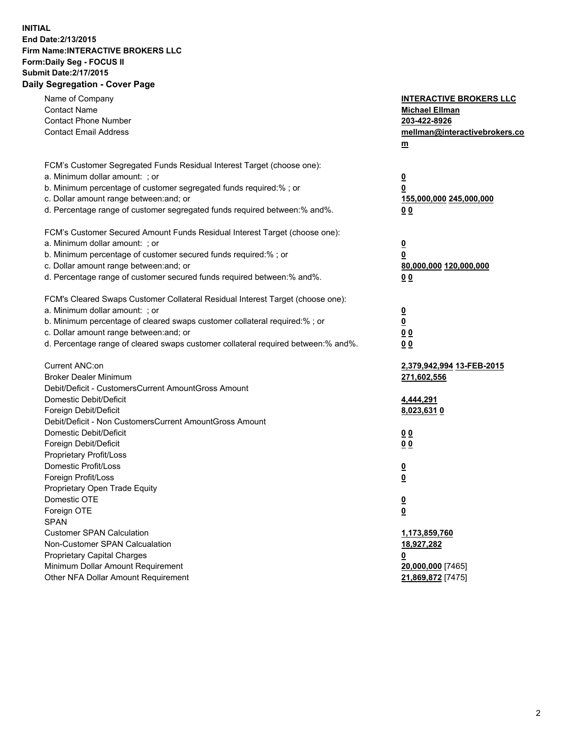**INITIAL**
**End Date:2/13/2015**
**Firm Name:INTERACTIVE BROKERS LLC**
**Form:Daily Seg - FOCUS II**
**Submit Date:2/17/2015**

## Daily Segregation - Cover Page

| | |
|---|---|
| Name of Company | **INTERACTIVE BROKERS LLC** |
| Contact Name | **Michael Ellman** |
| Contact Phone Number | **203-422-8926** |
| Contact Email Address | **mellman@interactivebrokers.com** |
| | |
| FCM's Customer Segregated Funds Residual Interest Target (choose one): | |
| a. Minimum dollar amount: ; or | **0** |
| b. Minimum percentage of customer segregated funds required:% ; or | **0** |
| c. Dollar amount range between:and; or | **155,000,000** **245,000,000** |
| d. Percentage range of customer segregated funds required between:% and%. | **0** **0** |
| | |
| FCM's Customer Secured Amount Funds Residual Interest Target (choose one): | |
| a. Minimum dollar amount: ; or | **0** |
| b. Minimum percentage of customer secured funds required:% ; or | **0** |
| c. Dollar amount range between:and; or | **80,000,000** **120,000,000** |
| d. Percentage range of customer secured funds required between:% and%. | **0** **0** |
| | |
| FCM's Cleared Swaps Customer Collateral Residual Interest Target (choose one): | |
| a. Minimum dollar amount: ; or | **0** |
| b. Minimum percentage of cleared swaps customer collateral required:% ; or | **0** |
| c. Dollar amount range between:and; or | **0** **0** |
| d. Percentage range of cleared swaps customer collateral required between:% and%. | **0** **0** |
| | |
| Current ANC:on | **2,379,942,994** **13-FEB-2015** |
| Broker Dealer Minimum | **271,602,556** |
| Debit/Deficit - CustomersCurrent AmountGross Amount | |
| Domestic Debit/Deficit | **4,444,291** |
| Foreign Debit/Deficit | **8,023,631** **0** |
| Debit/Deficit - Non CustomersCurrent AmountGross Amount | |
| Domestic Debit/Deficit | **0** **0** |
| Foreign Debit/Deficit | **0** **0** |
| Proprietary Profit/Loss | |
| Domestic Profit/Loss | **0** |
| Foreign Profit/Loss | **0** |
| Proprietary Open Trade Equity | |
| Domestic OTE | **0** |
| Foreign OTE | **0** |
| SPAN | |
| Customer SPAN Calculation | **1,173,859,760** |
| Non-Customer SPAN Calcualation | **18,927,282** |
| Proprietary Capital Charges | **0** |
| Minimum Dollar Amount Requirement | **20,000,000** [7465] |
| Other NFA Dollar Amount Requirement | **21,869,872** [7475] |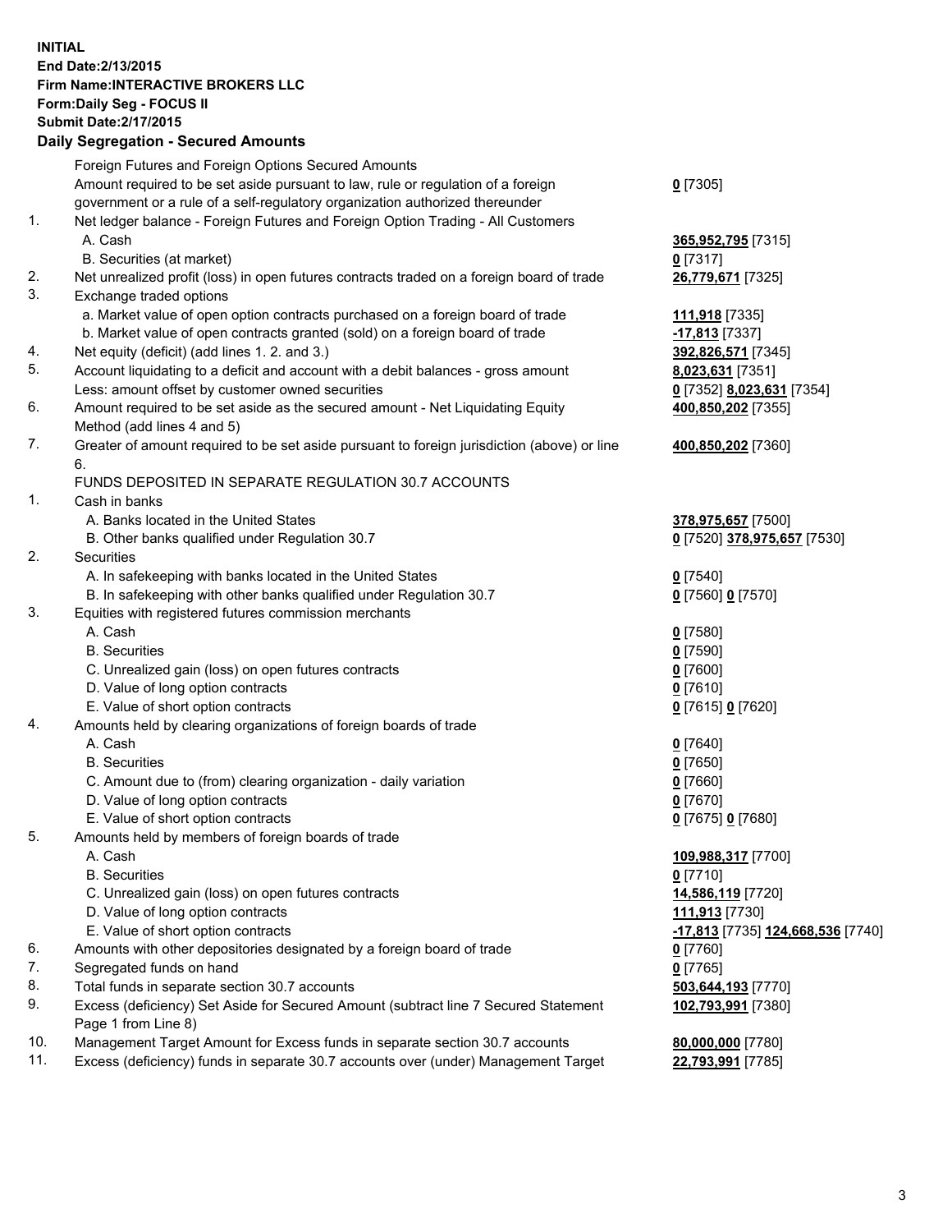**INITIAL**
**End Date:2/13/2015**
**Firm Name:INTERACTIVE BROKERS LLC**
**Form:Daily Seg - FOCUS II**
**Submit Date:2/17/2015**

## Daily Segregation - Secured Amounts

| | | |
|---|---|---|
| | Foreign Futures and Foreign Options Secured Amounts | |
| | Amount required to be set aside pursuant to law, rule or regulation of a foreign government or a rule of a self-regulatory organization authorized thereunder | **0** [7305] |
| 1. | Net ledger balance - Foreign Futures and Foreign Option Trading - All Customers | |
| | A. Cash | **365,952,795** [7315] |
| | B. Securities (at market) | **0** [7317] |
| 2. | Net unrealized profit (loss) in open futures contracts traded on a foreign board of trade | **26,779,671** [7325] |
| 3. | Exchange traded options | |
| | a. Market value of open option contracts purchased on a foreign board of trade | **111,918** [7335] |
| | b. Market value of open contracts granted (sold) on a foreign board of trade | **-17,813** [7337] |
| 4. | Net equity (deficit) (add lines 1. 2. and 3.) | **392,826,571** [7345] |
| 5. | Account liquidating to a deficit and account with a debit balances - gross amount | **8,023,631** [7351] |
| | Less: amount offset by customer owned securities | **0** [7352] **8,023,631** [7354] |
| 6. | Amount required to be set aside as the secured amount - Net Liquidating Equity Method (add lines 4 and 5) | **400,850,202** [7355] |
| 7. | Greater of amount required to be set aside pursuant to foreign jurisdiction (above) or line 6. | **400,850,202** [7360] |
| | FUNDS DEPOSITED IN SEPARATE REGULATION 30.7 ACCOUNTS | |
| 1. | Cash in banks | |
| | A. Banks located in the United States | **378,975,657** [7500] |
| | B. Other banks qualified under Regulation 30.7 | **0** [7520] **378,975,657** [7530] |
| 2. | Securities | |
| | A. In safekeeping with banks located in the United States | **0** [7540] |
| | B. In safekeeping with other banks qualified under Regulation 30.7 | **0** [7560] **0** [7570] |
| 3. | Equities with registered futures commission merchants | |
| | A. Cash | **0** [7580] |
| | B. Securities | **0** [7590] |
| | C. Unrealized gain (loss) on open futures contracts | **0** [7600] |
| | D. Value of long option contracts | **0** [7610] |
| | E. Value of short option contracts | **0** [7615] **0** [7620] |
| 4. | Amounts held by clearing organizations of foreign boards of trade | |
| | A. Cash | **0** [7640] |
| | B. Securities | **0** [7650] |
| | C. Amount due to (from) clearing organization - daily variation | **0** [7660] |
| | D. Value of long option contracts | **0** [7670] |
| | E. Value of short option contracts | **0** [7675] **0** [7680] |
| 5. | Amounts held by members of foreign boards of trade | |
| | A. Cash | **109,988,317** [7700] |
| | B. Securities | **0** [7710] |
| | C. Unrealized gain (loss) on open futures contracts | **14,586,119** [7720] |
| | D. Value of long option contracts | **111,913** [7730] |
| | E. Value of short option contracts | **-17,813** [7735] **124,668,536** [7740] |
| 6. | Amounts with other depositories designated by a foreign board of trade | **0** [7760] |
| 7. | Segregated funds on hand | **0** [7765] |
| 8. | Total funds in separate section 30.7 accounts | **503,644,193** [7770] |
| 9. | Excess (deficiency) Set Aside for Secured Amount (subtract line 7 Secured Statement Page 1 from Line 8) | **102,793,991** [7380] |
| 10. | Management Target Amount for Excess funds in separate section 30.7 accounts | **80,000,000** [7780] |
| 11. | Excess (deficiency) funds in separate 30.7 accounts over (under) Management Target | **22,793,991** [7785] |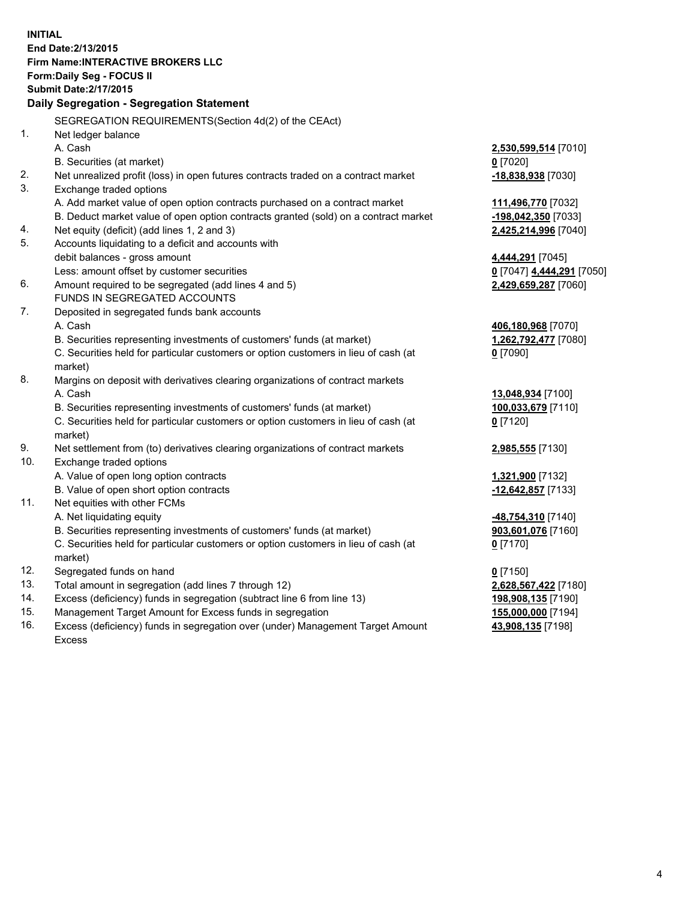**INITIAL**
**End Date:2/13/2015**
**Firm Name:INTERACTIVE BROKERS LLC**
**Form:Daily Seg - FOCUS II**
**Submit Date:2/17/2015**

## Daily Segregation - Segregation Statement

| | | |
|---|---|---|
| | SEGREGATION REQUIREMENTS(Section 4d(2) of the CEAct) | |
| 1. | Net ledger balance | |
| | A. Cash | **2,530,599,514** [7010] |
| | B. Securities (at market) | **0** [7020] |
| 2. | Net unrealized profit (loss) in open futures contracts traded on a contract market | **-18,838,938** [7030] |
| 3. | Exchange traded options | |
| | A. Add market value of open option contracts purchased on a contract market | **111,496,770** [7032] |
| | B. Deduct market value of open option contracts granted (sold) on a contract market | **-198,042,350** [7033] |
| 4. | Net equity (deficit) (add lines 1, 2 and 3) | **2,425,214,996** [7040] |
| 5. | Accounts liquidating to a deficit and accounts with debit balances - gross amount | **4,444,291** [7045] |
| | Less: amount offset by customer securities | **0** [7047] **4,444,291** [7050] |
| 6. | Amount required to be segregated (add lines 4 and 5) | **2,429,659,287** [7060] |
| | FUNDS IN SEGREGATED ACCOUNTS | |
| 7. | Deposited in segregated funds bank accounts | |
| | A. Cash | **406,180,968** [7070] |
| | B. Securities representing investments of customers' funds (at market) | **1,262,792,477** [7080] |
| | C. Securities held for particular customers or option customers in lieu of cash (at market) | **0** [7090] |
| 8. | Margins on deposit with derivatives clearing organizations of contract markets | |
| | A. Cash | **13,048,934** [7100] |
| | B. Securities representing investments of customers' funds (at market) | **100,033,679** [7110] |
| | C. Securities held for particular customers or option customers in lieu of cash (at market) | **0** [7120] |
| 9. | Net settlement from (to) derivatives clearing organizations of contract markets | **2,985,555** [7130] |
| 10. | Exchange traded options | |
| | A. Value of open long option contracts | **1,321,900** [7132] |
| | B. Value of open short option contracts | **-12,642,857** [7133] |
| 11. | Net equities with other FCMs | |
| | A. Net liquidating equity | **-48,754,310** [7140] |
| | B. Securities representing investments of customers' funds (at market) | **903,601,076** [7160] |
| | C. Securities held for particular customers or option customers in lieu of cash (at market) | **0** [7170] |
| 12. | Segregated funds on hand | **0** [7150] |
| 13. | Total amount in segregation (add lines 7 through 12) | **2,628,567,422** [7180] |
| 14. | Excess (deficiency) funds in segregation (subtract line 6 from line 13) | **198,908,135** [7190] |
| 15. | Management Target Amount for Excess funds in segregation | **155,000,000** [7194] |
| 16. | Excess (deficiency) funds in segregation over (under) Management Target Amount Excess | **43,908,135** [7198] |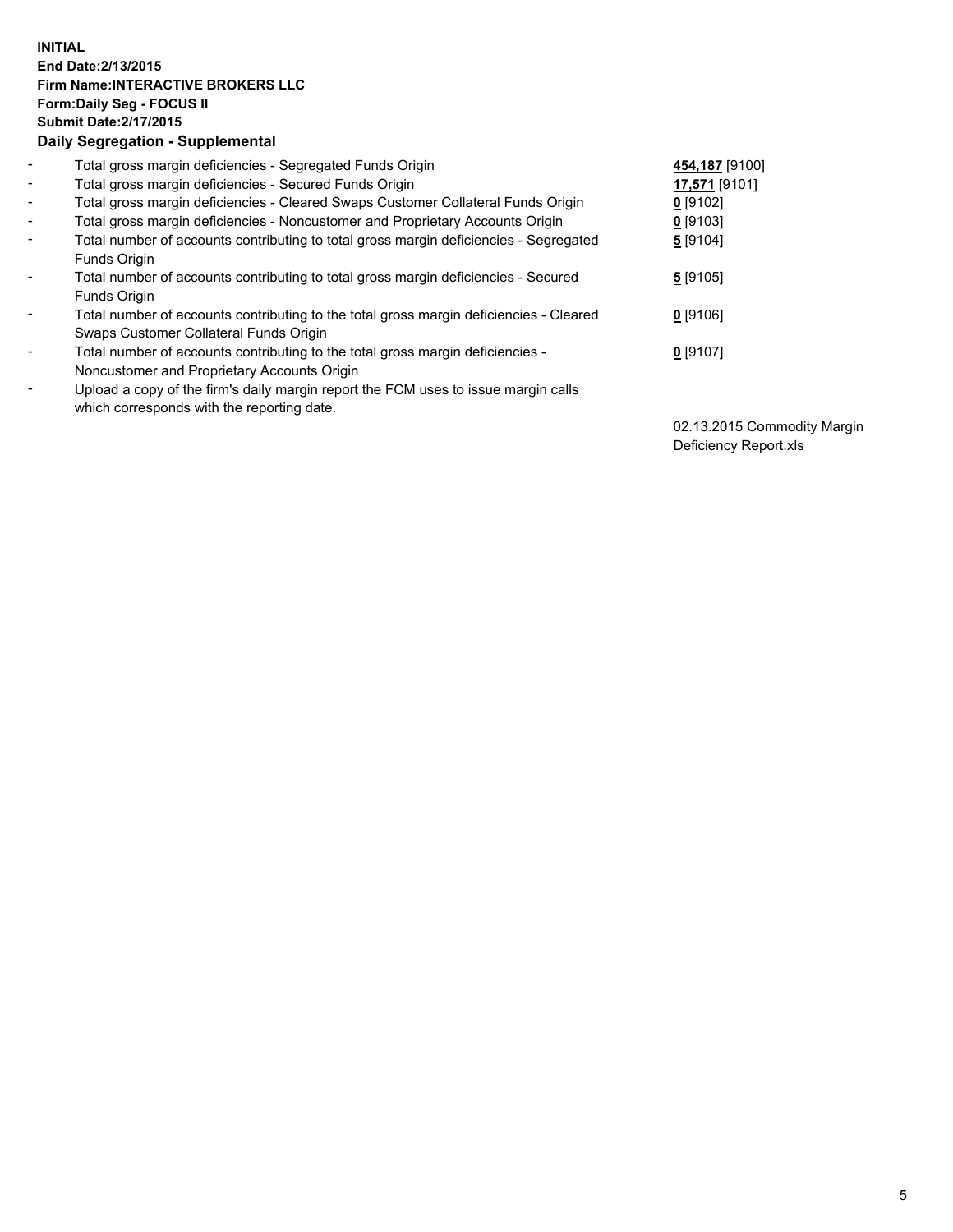**INITIAL**
**End Date:2/13/2015**
**Firm Name:INTERACTIVE BROKERS LLC**
**Form:Daily Seg - FOCUS II**
**Submit Date:2/17/2015**
**Daily Segregation - Supplemental**

| | | |
|---|---|---|
| - | Total gross margin deficiencies - Segregated Funds Origin | **454,187** [9100] |
| - | Total gross margin deficiencies - Secured Funds Origin | **17,571** [9101] |
| - | Total gross margin deficiencies - Cleared Swaps Customer Collateral Funds Origin | **0** [9102] |
| - | Total gross margin deficiencies - Noncustomer and Proprietary Accounts Origin | **0** [9103] |
| - | Total number of accounts contributing to total gross margin deficiencies - Segregated Funds Origin | **5** [9104] |
| - | Total number of accounts contributing to total gross margin deficiencies - Secured Funds Origin | **5** [9105] |
| - | Total number of accounts contributing to the total gross margin deficiencies - Cleared Swaps Customer Collateral Funds Origin | **0** [9106] |
| - | Total number of accounts contributing to the total gross margin deficiencies - Noncustomer and Proprietary Accounts Origin | **0** [9107] |
| - | Upload a copy of the firm's daily margin report the FCM uses to issue margin calls which corresponds with the reporting date. | 02.13.2015 Commodity Margin Deficiency Report.xls |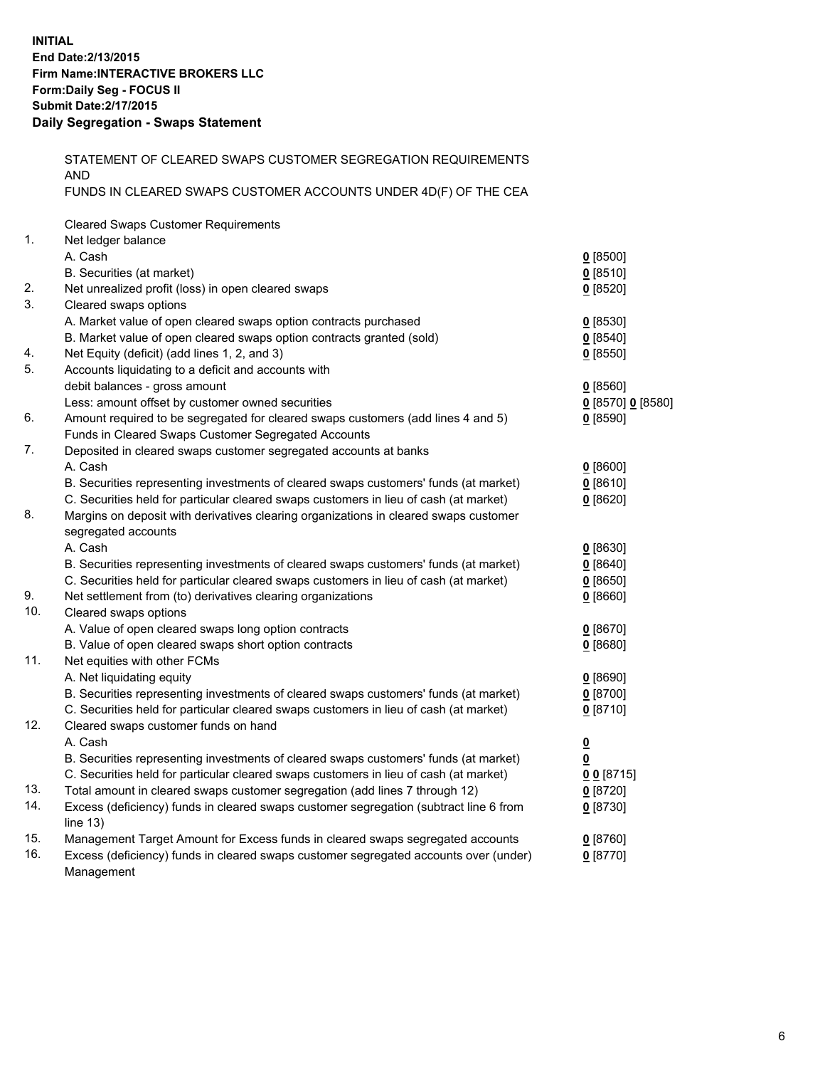**INITIAL**
**End Date:2/13/2015**
**Firm Name:INTERACTIVE BROKERS LLC**
**Form:Daily Seg - FOCUS II**
**Submit Date:2/17/2015**
**Daily Segregation - Swaps Statement**

STATEMENT OF CLEARED SWAPS CUSTOMER SEGREGATION REQUIREMENTS AND FUNDS IN CLEARED SWAPS CUSTOMER ACCOUNTS UNDER 4D(F) OF THE CEA

| | | |
|---|---|---|
| | Cleared Swaps Customer Requirements | |
| 1. | Net ledger balance | |
| | A. Cash | 0 [8500] |
| | B. Securities (at market) | 0 [8510] |
| 2. | Net unrealized profit (loss) in open cleared swaps | 0 [8520] |
| 3. | Cleared swaps options | |
| | A. Market value of open cleared swaps option contracts purchased | 0 [8530] |
| | B. Market value of open cleared swaps option contracts granted (sold) | 0 [8540] |
| 4. | Net Equity (deficit) (add lines 1, 2, and 3) | 0 [8550] |
| 5. | Accounts liquidating to a deficit and accounts with debit balances - gross amount | 0 [8560] |
| | Less: amount offset by customer owned securities | 0 [8570] 0 [8580] |
| 6. | Amount required to be segregated for cleared swaps customers (add lines 4 and 5) | 0 [8590] |
| | Funds in Cleared Swaps Customer Segregated Accounts | |
| 7. | Deposited in cleared swaps customer segregated accounts at banks | |
| | A. Cash | 0 [8600] |
| | B. Securities representing investments of cleared swaps customers' funds (at market) | 0 [8610] |
| | C. Securities held for particular cleared swaps customers in lieu of cash (at market) | 0 [8620] |
| 8. | Margins on deposit with derivatives clearing organizations in cleared swaps customer segregated accounts | |
| | A. Cash | 0 [8630] |
| | B. Securities representing investments of cleared swaps customers' funds (at market) | 0 [8640] |
| | C. Securities held for particular cleared swaps customers in lieu of cash (at market) | 0 [8650] |
| 9. | Net settlement from (to) derivatives clearing organizations | 0 [8660] |
| 10. | Cleared swaps options | |
| | A. Value of open cleared swaps long option contracts | 0 [8670] |
| | B. Value of open cleared swaps short option contracts | 0 [8680] |
| 11. | Net equities with other FCMs | |
| | A. Net liquidating equity | 0 [8690] |
| | B. Securities representing investments of cleared swaps customers' funds (at market) | 0 [8700] |
| | C. Securities held for particular cleared swaps customers in lieu of cash (at market) | 0 [8710] |
| 12. | Cleared swaps customer funds on hand | |
| | A. Cash | 0 |
| | B. Securities representing investments of cleared swaps customers' funds (at market) | 0 |
| | C. Securities held for particular cleared swaps customers in lieu of cash (at market) | 0 0 [8715] |
| 13. | Total amount in cleared swaps customer segregation (add lines 7 through 12) | 0 [8720] |
| 14. | Excess (deficiency) funds in cleared swaps customer segregation (subtract line 6 from line 13) | 0 [8730] |
| 15. | Management Target Amount for Excess funds in cleared swaps segregated accounts | 0 [8760] |
| 16. | Excess (deficiency) funds in cleared swaps customer segregated accounts over (under) Management | 0 [8770] |